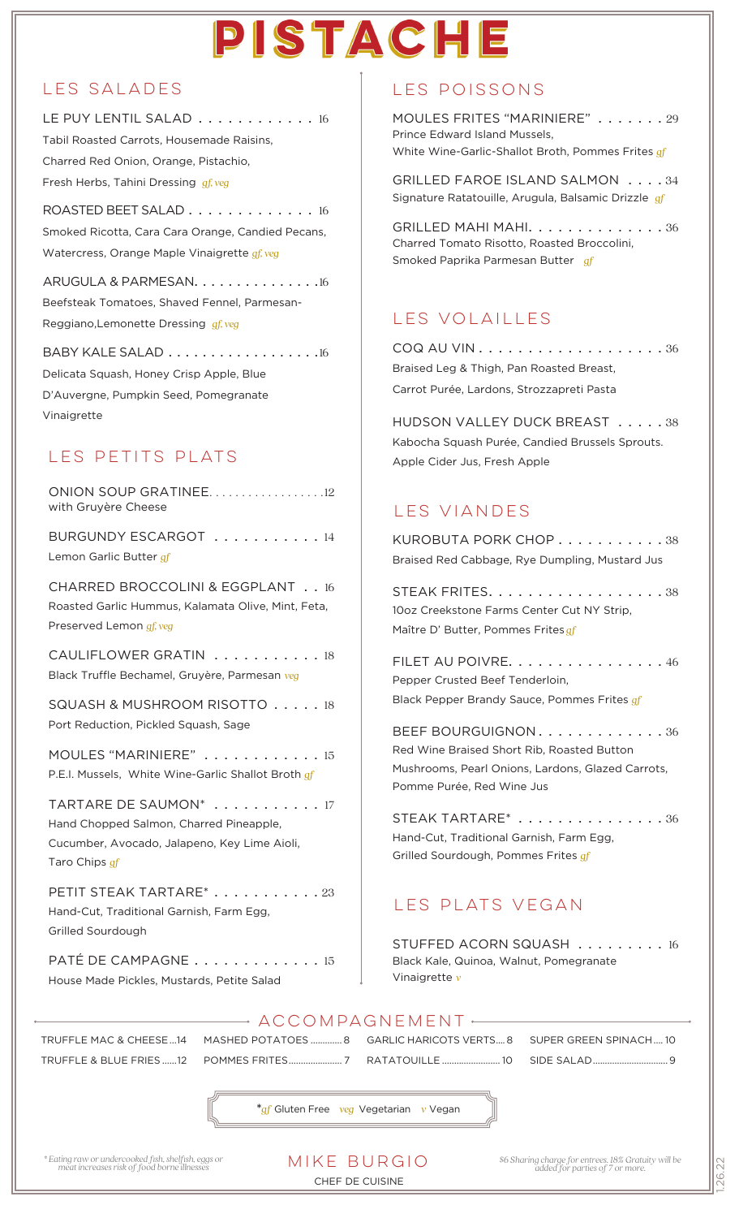# PISTACHE

## LES SALADES

**LE PUY LENTIL SALAD** . . . . . . . . . . . . 16
Tabil Roasted Carrots, Housemade Raisins, Charred Red Onion, Orange, Pistachio, Fresh Herbs, Tahini Dressing *gf, veg*

**ROASTED BEET SALAD** . . . . . . . . . . . . . 16
Smoked Ricotta, Cara Cara Orange, Candied Pecans, Watercress, Orange Maple Vinaigrette *gf, veg*

**ARUGULA & PARMESAN** . . . . . . . . . . . . . . 16
Beefsteak Tomatoes, Shaved Fennel, Parmesan-Reggiano,Lemonette Dressing *gf, veg*

**BABY KALE SALAD** . . . . . . . . . . . . . . . . . 16
Delicata Squash, Honey Crisp Apple, Blue D'Auvergne, Pumpkin Seed, Pomegranate Vinaigrette

## LES PETITS PLATS

**ONION SOUP GRATINEE** . . . . . . . . . . . . . . . . . 12
with Gruyère Cheese

**BURGUNDY ESCARGOT** . . . . . . . . . . . 14
Lemon Garlic Butter *gf*

**CHARRED BROCCOLINI & EGGPLANT** . . 16
Roasted Garlic Hummus, Kalamata Olive, Mint, Feta, Preserved Lemon *gf, veg*

**CAULIFLOWER GRATIN** . . . . . . . . . . . 18
Black Truffle Bechamel, Gruyère, Parmesan *veg*

**SQUASH & MUSHROOM RISOTTO** . . . . . 18
Port Reduction, Pickled Squash, Sage

**MOULES "MARINIERE"** . . . . . . . . . . . . 15
P.E.I. Mussels, White Wine-Garlic Shallot Broth *gf*

**TARTARE DE SAUMON*** . . . . . . . . . . . 17
Hand Chopped Salmon, Charred Pineapple, Cucumber, Avocado, Jalapeno, Key Lime Aioli, Taro Chips *gf*

**PETIT STEAK TARTARE*** . . . . . . . . . . . 23
Hand-Cut, Traditional Garnish, Farm Egg, Grilled Sourdough

**PATÉ DE CAMPAGNE** . . . . . . . . . . . . . 15
House Made Pickles, Mustards, Petite Salad

## LES POISSONS

**MOULES FRITES "MARINIERE"** . . . . . . . 29
Prince Edward Island Mussels, White Wine-Garlic-Shallot Broth, Pommes Frites *gf*

**GRILLED FAROE ISLAND SALMON** . . . . 34
Signature Ratatouille, Arugula, Balsamic Drizzle *gf*

**GRILLED MAHI MAHI** . . . . . . . . . . . . . . 36
Charred Tomato Risotto, Roasted Broccolini, Smoked Paprika Parmesan Butter *gf*

## LES VOLAILLES

**COQ AU VIN** . . . . . . . . . . . . . . . . . . . . 36
Braised Leg & Thigh, Pan Roasted Breast, Carrot Purée, Lardons, Strozzapreti Pasta

**HUDSON VALLEY DUCK BREAST** . . . . . 38
Kabocha Squash Purée, Candied Brussels Sprouts. Apple Cider Jus, Fresh Apple

## LES VIANDES

**KUROBUTA PORK CHOP** . . . . . . . . . . . 38
Braised Red Cabbage, Rye Dumpling, Mustard Jus

**STEAK FRITES** . . . . . . . . . . . . . . . . . . 38
10oz Creekstone Farms Center Cut NY Strip, Maître D' Butter, Pommes Frites *gf*

**FILET AU POIVRE** . . . . . . . . . . . . . . . . 46
Pepper Crusted Beef Tenderloin, Black Pepper Brandy Sauce, Pommes Frites *gf*

**BEEF BOURGUIGNON** . . . . . . . . . . . . . 36
Red Wine Braised Short Rib, Roasted Button Mushrooms, Pearl Onions, Lardons, Glazed Carrots, Pomme Purée, Red Wine Jus

**STEAK TARTARE*** . . . . . . . . . . . . . . . 36
Hand-Cut, Traditional Garnish, Farm Egg, Grilled Sourdough, Pommes Frites *gf*

## LES PLATS VEGAN

**STUFFED ACORN SQUASH** . . . . . . . . . 16
Black Kale, Quinoa, Walnut, Pomegranate Vinaigrette *v*

## ACCOMPAGNEMENT

TRUFFLE MAC & CHEESE ... 14
MASHED POTATOES ... 8
GARLIC HARICOTS VERTS ... 8
SUPER GREEN SPINACH ... 10
TRUFFLE & BLUE FRIES ... 12
POMMES FRITES ... 7
RATATOUILLE ... 10
SIDE SALAD ... 9

**gf* Gluten Free *veg* Vegetarian *v* Vegan

*\*Eating raw or undercooked fish, shellfish, eggs or meat increases risk of food borne illnesses*

MIKE BURGIO
CHEF DE CUISINE

*$6 Sharing charge for entrees. 18% Gratuity will be added for parties of 7 or more.*

1.26.22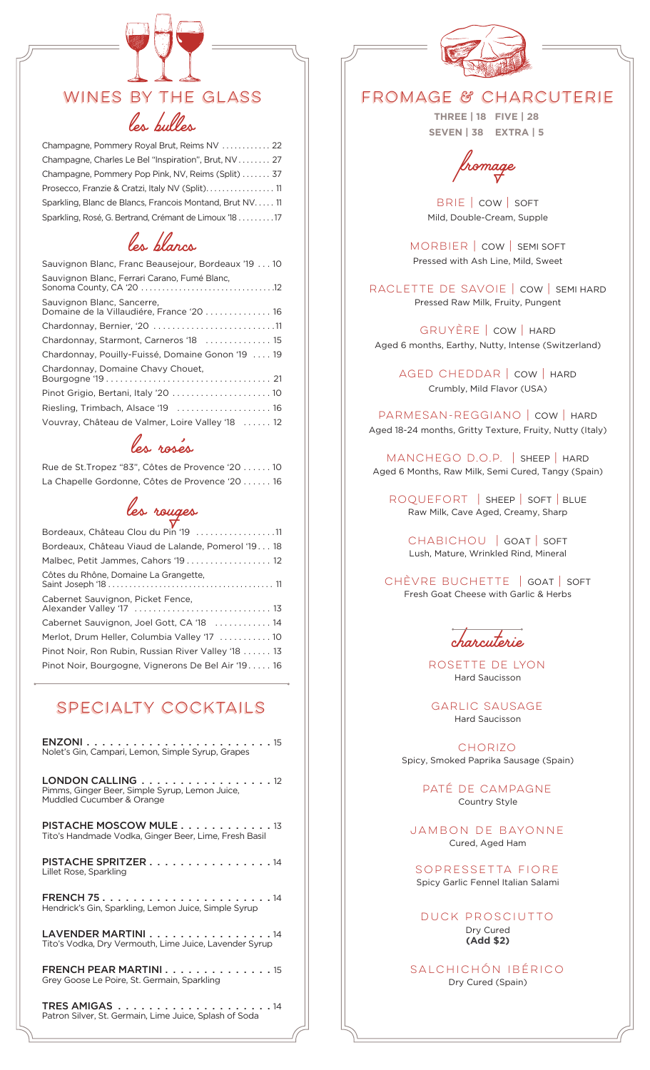# WINES BY THE GLASS

## les bulles

- Champagne, Pommery Royal Brut, Reims NV ............ 22
- Champagne, Charles Le Bel "Inspiration", Brut, NV ........ 27
- Champagne, Pommery Pop Pink, NV, Reims (Split) ....... 37
- Prosecco, Franzie & Cratzi, Italy NV (Split)................. 11
- Sparkling, Blanc de Blancs, Francois Montand, Brut NV..... 11
- Sparkling, Rosé, G. Bertrand, Crémant de Limoux '18 .........17

## les blancs

- Sauvignon Blanc, Franc Beausejour, Bordeaux '19 ... 10
- Sauvignon Blanc, Ferrari Carano, Fumé Blanc, Sonoma County, CA '20 ...............................12
- Sauvignon Blanc, Sancerre, Domaine de la Villaudiére, France '20 .............. 16
- Chardonnay, Bernier, '20 ..........................11
- Chardonnay, Starmont, Carneros '18 .............. 15
- Chardonnay, Pouilly-Fuissé, Domaine Gonon '19 .... 19
- Chardonnay, Domaine Chavy Chouet, Bourgogne '19 .................................. 21
- Pinot Grigio, Bertani, Italy '20 ..................... 10
- Riesling, Trimbach, Alsace '19 .................... 16
- Vouvray, Château de Valmer, Loire Valley '18 ...... 12

## les rosés

- Rue de St.Tropez "83", Côtes de Provence '20 ...... 10
- La Chapelle Gordonne, Côtes de Provence '20 ...... 16

## les rouges

- Bordeaux, Château Clou du Pin '19 .................11
- Bordeaux, Château Viaud de Lalande, Pomerol '19... 18
- Malbec, Petit Jammes, Cahors '19.................. 12
- Côtes du Rhône, Domaine La Grangette, Saint Joseph '18 ...................................... 11
- Cabernet Sauvignon, Picket Fence, Alexander Valley '17 ............................. 13
- Cabernet Sauvignon, Joel Gott, CA '18 ............ 14
- Merlot, Drum Heller, Columbia Valley '17 ........... 10
- Pinot Noir, Ron Rubin, Russian River Valley '18 ...... 13
- Pinot Noir, Bourgogne, Vignerons De Bel Air '19..... 16

# SPECIALTY COCKTAILS

**ENZONI** . . . . . . . . . . . . . . . . . . . . . . . . 15
Nolet's Gin, Campari, Lemon, Simple Syrup, Grapes

**LONDON CALLING** . . . . . . . . . . . . . . . . . 12
Pimms, Ginger Beer, Simple Syrup, Lemon Juice, Muddled Cucumber & Orange

**PISTACHE MOSCOW MULE** . . . . . . . . . . . . 13
Tito's Handmade Vodka, Ginger Beer, Lime, Fresh Basil

**PISTACHE SPRITZER** . . . . . . . . . . . . . . . . 14
Lillet Rose, Sparkling

**FRENCH 75** . . . . . . . . . . . . . . . . . . . . . . . 14
Hendrick's Gin, Sparkling, Lemon Juice, Simple Syrup

**LAVENDER MARTINI** . . . . . . . . . . . . . . . . 14
Tito's Vodka, Dry Vermouth, Lime Juice, Lavender Syrup

**FRENCH PEAR MARTINI** . . . . . . . . . . . . . . 15
Grey Goose Le Poire, St. Germain, Sparkling

**TRES AMIGAS** . . . . . . . . . . . . . . . . . . . . . 14
Patron Silver, St. Germain, Lime Juice, Splash of Soda

# FROMAGE & CHARCUTERIE

**THREE | 18 FIVE | 28**
**SEVEN | 38 EXTRA | 5**

## fromage

BRIE | COW | SOFT
Mild, Double-Cream, Supple

MORBIER | COW | SEMI SOFT
Pressed with Ash Line, Mild, Sweet

RACLETTE DE SAVOIE | COW | SEMI HARD
Pressed Raw Milk, Fruity, Pungent

GRUYÈRE | COW | HARD
Aged 6 months, Earthy, Nutty, Intense (Switzerland)

AGED CHEDDAR | COW | HARD
Crumbly, Mild Flavor (USA)

PARMESAN-REGGIANO | COW | HARD
Aged 18-24 months, Gritty Texture, Fruity, Nutty (Italy)

MANCHEGO D.O.P. | SHEEP | HARD
Aged 6 Months, Raw Milk, Semi Cured, Tangy (Spain)

ROQUEFORT | SHEEP | SOFT | BLUE
Raw Milk, Cave Aged, Creamy, Sharp

CHABICHOU | GOAT | SOFT
Lush, Mature, Wrinkled Rind, Mineral

CHÈVRE BUCHETTE | GOAT | SOFT
Fresh Goat Cheese with Garlic & Herbs

## charcuterie

ROSETTE DE LYON
Hard Saucisson

GARLIC SAUSAGE
Hard Saucisson

CHORIZO
Spicy, Smoked Paprika Sausage (Spain)

PATÉ DE CAMPAGNE
Country Style

JAMBON DE BAYONNE
Cured, Aged Ham

SOPRESSETTA FIORE
Spicy Garlic Fennel Italian Salami

DUCK PROSCIUTTO
Dry Cured
**(Add $2)**

SALCHICHÓN IBÉRICO
Dry Cured (Spain)